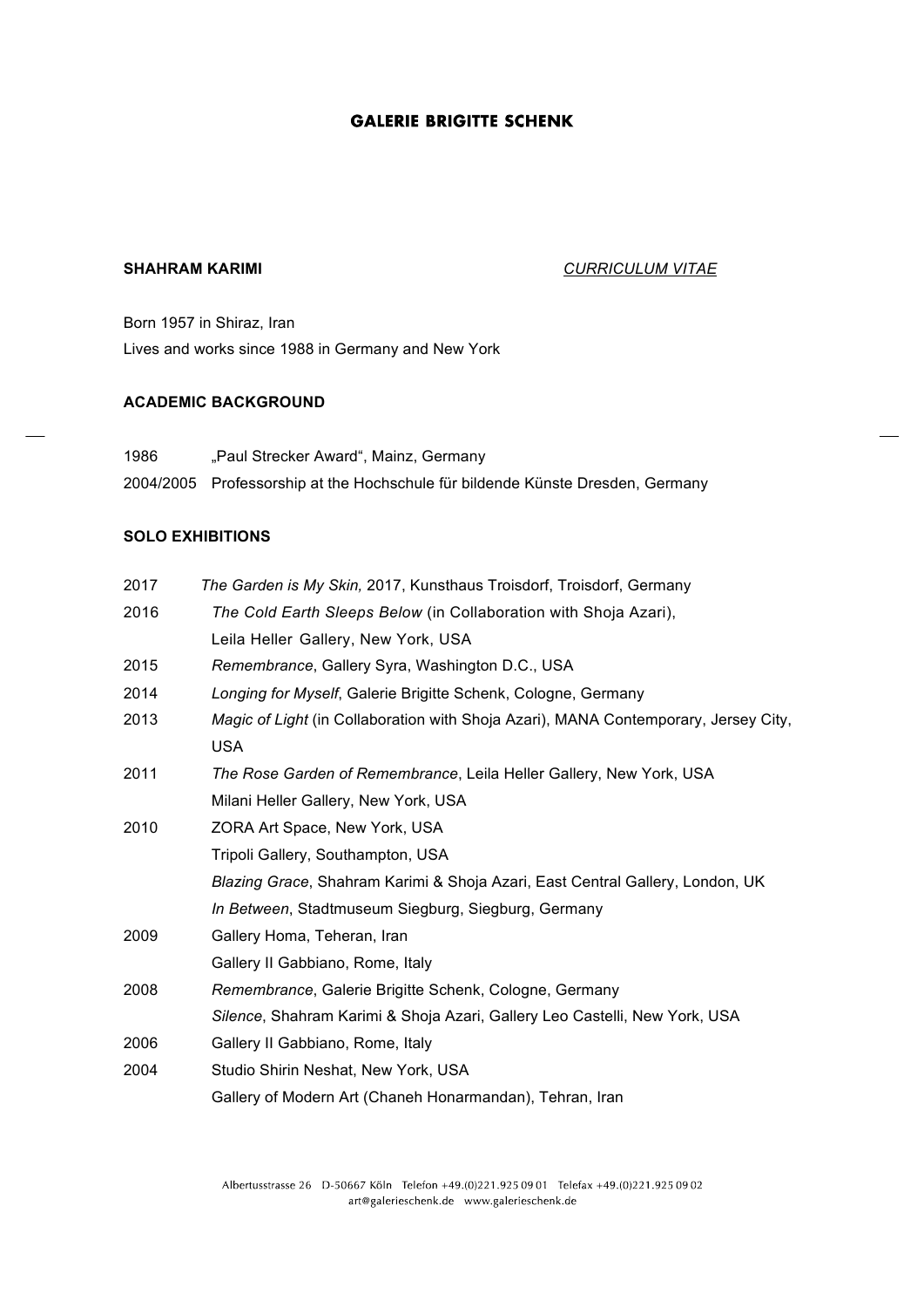# GALERIE BRIGITTE SCHENK

**SHAHRAM KARIMI** *CURRICULUM VITAE*

Born 1957 in Shiraz, Iran
Lives and works since 1988 in Germany and New York

## ACADEMIC BACKGROUND

| | |
|---|---|
| 1986 | „Paul Strecker Award", Mainz, Germany |
| 2004/2005 | Professorship at the Hochschule für bildende Künste Dresden, Germany |

## SOLO EXHIBITIONS

| | |
|---|---|
| 2017 | *The Garden is My Skin,* 2017, Kunsthaus Troisdorf, Troisdorf, Germany |
| 2016 | *The Cold Earth Sleeps Below* (in Collaboration with Shoja Azari), Leila Heller Gallery, New York, USA |
| 2015 | *Remembrance*, Gallery Syra, Washington D.C., USA |
| 2014 | *Longing for Myself*, Galerie Brigitte Schenk, Cologne, Germany |
| 2013 | *Magic of Light* (in Collaboration with Shoja Azari), MANA Contemporary, Jersey City, USA |
| 2011 | *The Rose Garden of Remembrance*, Leila Heller Gallery, New York, USA |
| | Milani Heller Gallery, New York, USA |
| 2010 | ZORA Art Space, New York, USA |
| | Tripoli Gallery, Southampton, USA |
| | *Blazing Grace*, Shahram Karimi & Shoja Azari, East Central Gallery, London, UK |
| | *In Between*, Stadtmuseum Siegburg, Siegburg, Germany |
| 2009 | Gallery Homa, Teheran, Iran |
| | Gallery Il Gabbiano, Rome, Italy |
| 2008 | *Remembrance*, Galerie Brigitte Schenk, Cologne, Germany |
| | *Silence*, Shahram Karimi & Shoja Azari, Gallery Leo Castelli, New York, USA |
| 2006 | Gallery Il Gabbiano, Rome, Italy |
| 2004 | Studio Shirin Neshat, New York, USA |
| | Gallery of Modern Art (Chaneh Honarmandan), Tehran, Iran |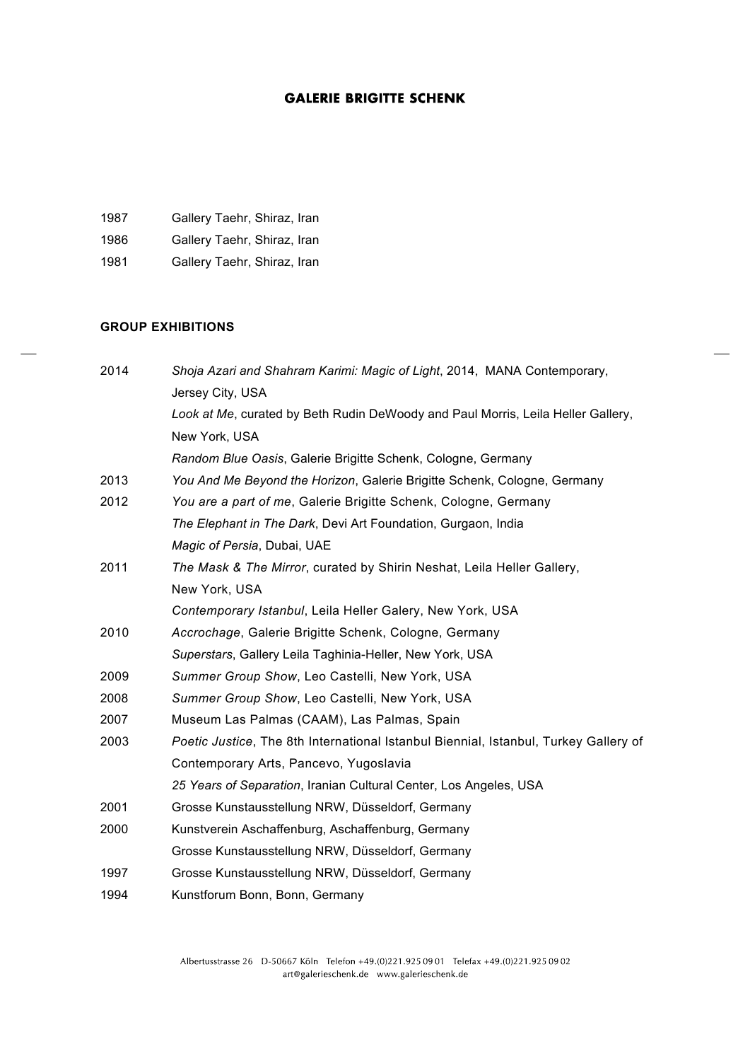| | |
|---|---|
| 1987 | Gallery Taehr, Shiraz, Iran |
| 1986 | Gallery Taehr, Shiraz, Iran |
| 1981 | Gallery Taehr, Shiraz, Iran |

**GROUP EXHIBITIONS**

| | |
|---|---|
| 2014 | *Shoja Azari and Shahram Karimi: Magic of Light*, 2014, MANA Contemporary, Jersey City, USA |
| | *Look at Me*, curated by Beth Rudin DeWoody and Paul Morris, Leila Heller Gallery, New York, USA |
| | *Random Blue Oasis*, Galerie Brigitte Schenk, Cologne, Germany |
| 2013 | *You And Me Beyond the Horizon*, Galerie Brigitte Schenk, Cologne, Germany |
| 2012 | *You are a part of me*, Galerie Brigitte Schenk, Cologne, Germany |
| | *The Elephant in The Dark*, Devi Art Foundation, Gurgaon, India |
| | *Magic of Persia*, Dubai, UAE |
| 2011 | *The Mask & The Mirror*, curated by Shirin Neshat, Leila Heller Gallery, New York, USA |
| | *Contemporary Istanbul*, Leila Heller Galery, New York, USA |
| 2010 | *Accrochage*, Galerie Brigitte Schenk, Cologne, Germany |
| | *Superstars*, Gallery Leila Taghinia-Heller, New York, USA |
| 2009 | *Summer Group Show*, Leo Castelli, New York, USA |
| 2008 | *Summer Group Show*, Leo Castelli, New York, USA |
| 2007 | Museum Las Palmas (CAAM), Las Palmas, Spain |
| 2003 | *Poetic Justice*, The 8th International Istanbul Biennial, Istanbul, Turkey Gallery of Contemporary Arts, Pancevo, Yugoslavia |
| | *25 Years of Separation*, Iranian Cultural Center, Los Angeles, USA |
| 2001 | Grosse Kunstausstellung NRW, Düsseldorf, Germany |
| 2000 | Kunstverein Aschaffenburg, Aschaffenburg, Germany |
| | Grosse Kunstausstellung NRW, Düsseldorf, Germany |
| 1997 | Grosse Kunstausstellung NRW, Düsseldorf, Germany |
| 1994 | Kunstforum Bonn, Bonn, Germany |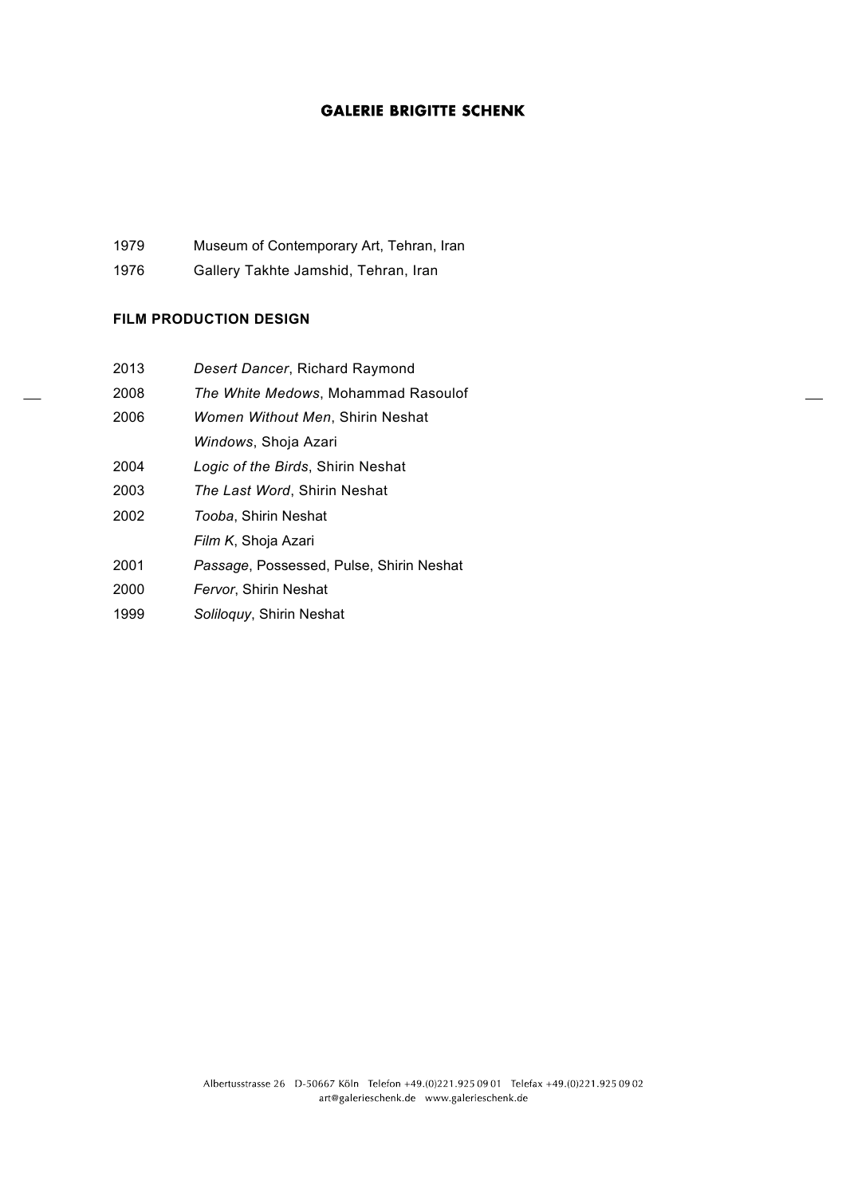1979 Museum of Contemporary Art, Tehran, Iran

1976 Gallery Takhte Jamshid, Tehran, Iran

**FILM PRODUCTION DESIGN**

2013 *Desert Dancer*, Richard Raymond

2008 *The White Medows*, Mohammad Rasoulof

2006 *Women Without Men*, Shirin Neshat

*Windows*, Shoja Azari

2004 *Logic of the Birds*, Shirin Neshat

2003 *The Last Word*, Shirin Neshat

2002 *Tooba*, Shirin Neshat

*Film K*, Shoja Azari

2001 *Passage*, Possessed, Pulse, Shirin Neshat

2000 *Fervor*, Shirin Neshat

1999 *Soliloquy*, Shirin Neshat